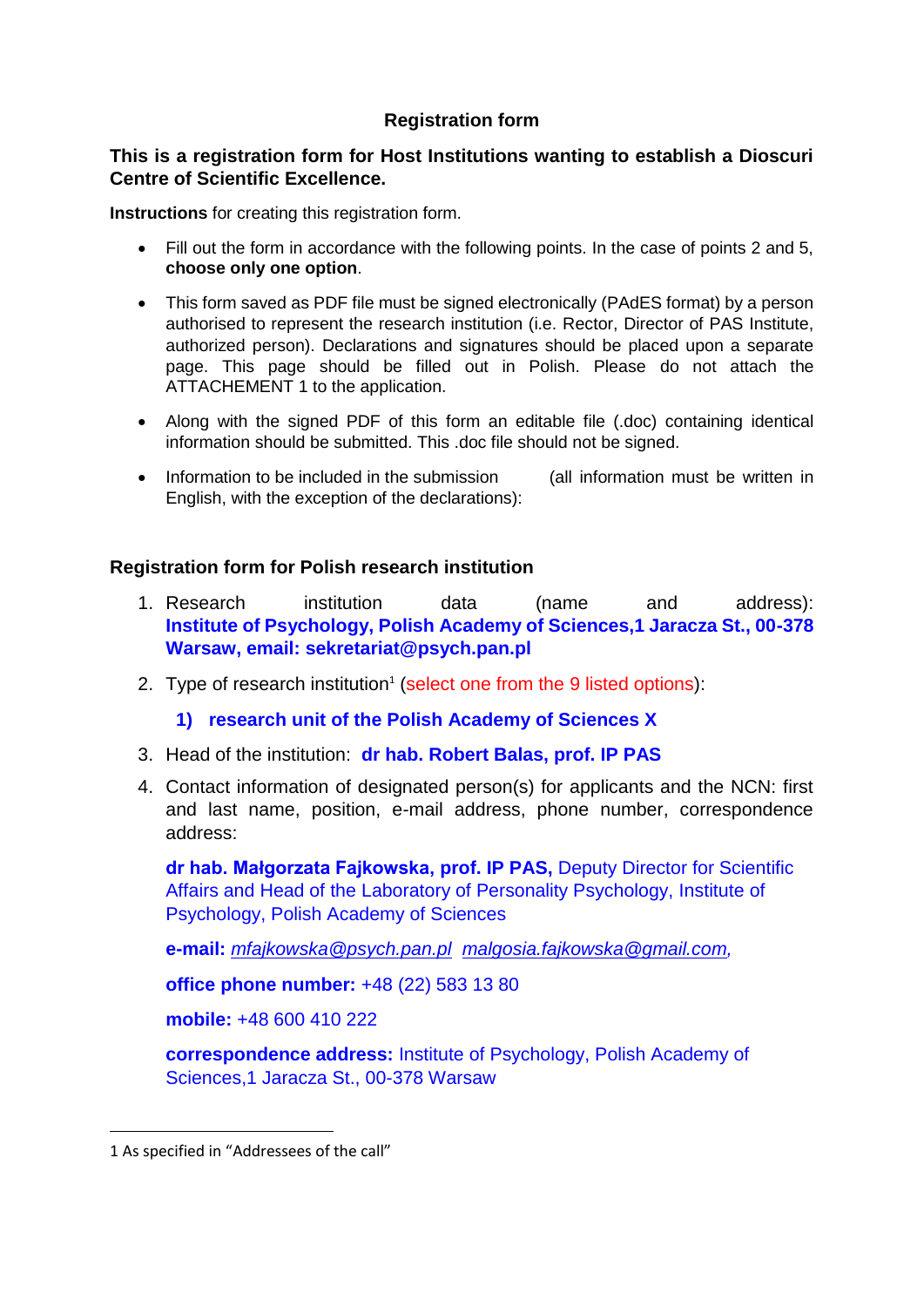# Registration form

**This is a registration form for Host Institutions wanting to establish a Dioscuri Centre of Scientific Excellence.**

**Instructions** for creating this registration form.

- Fill out the form in accordance with the following points. In the case of points 2 and 5, **choose only one option**.
- This form saved as PDF file must be signed electronically (PAdES format) by a person authorised to represent the research institution (i.e. Rector, Director of PAS Institute, authorized person). Declarations and signatures should be placed upon a separate page. This page should be filled out in Polish. Please do not attach the ATTACHEMENT 1 to the application.
- Along with the signed PDF of this form an editable file (.doc) containing identical information should be submitted. This .doc file should not be signed.
- Information to be included in the submission (all information must be written in English, with the exception of the declarations):

## Registration form for Polish research institution

1. Research institution data (name and address): **Institute of Psychology, Polish Academy of Sciences,1 Jaracza St., 00-378 Warsaw, email: sekretariat@psych.pan.pl**
2. Type of research institution[1] (select one from the 9 listed options):

   **1) research unit of the Polish Academy of Sciences X**

3. Head of the institution: **dr hab. Robert Balas, prof. IP PAS**
4. Contact information of designated person(s) for applicants and the NCN: first and last name, position, e-mail address, phone number, correspondence address:

   **dr hab. Małgorzata Fajkowska, prof. IP PAS,** Deputy Director for Scientific Affairs and Head of the Laboratory of Personality Psychology, Institute of Psychology, Polish Academy of Sciences

   **e-mail:** *mfajkowska@psych.pan.pl* *malgosia.fajkowska@gmail.com,*

   **office phone number:** +48 (22) 583 13 80

   **mobile:** +48 600 410 222

   **correspondence address:** Institute of Psychology, Polish Academy of Sciences,1 Jaracza St., 00-378 Warsaw

---

1 As specified in "Addressees of the call"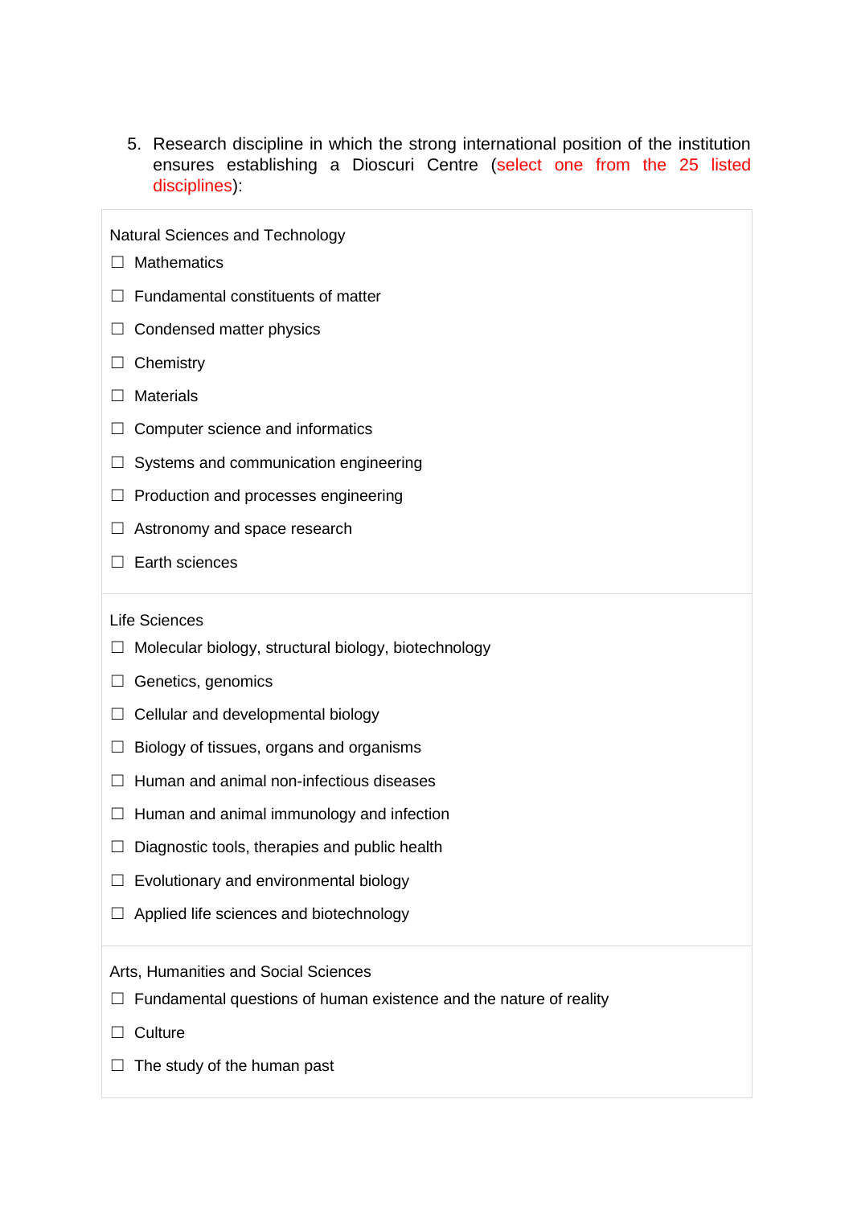5. Research discipline in which the strong international position of the institution ensures establishing a Dioscuri Centre (select one from the 25 listed disciplines):

Natural Sciences and Technology

☐ Mathematics

☐ Fundamental constituents of matter

☐ Condensed matter physics

☐ Chemistry

☐ Materials

☐ Computer science and informatics

☐ Systems and communication engineering

☐ Production and processes engineering

☐ Astronomy and space research

☐ Earth sciences

Life Sciences

☐ Molecular biology, structural biology, biotechnology

☐ Genetics, genomics

☐ Cellular and developmental biology

☐ Biology of tissues, organs and organisms

☐ Human and animal non-infectious diseases

☐ Human and animal immunology and infection

☐ Diagnostic tools, therapies and public health

☐ Evolutionary and environmental biology

☐ Applied life sciences and biotechnology

Arts, Humanities and Social Sciences

☐ Fundamental questions of human existence and the nature of reality

☐ Culture

☐ The study of the human past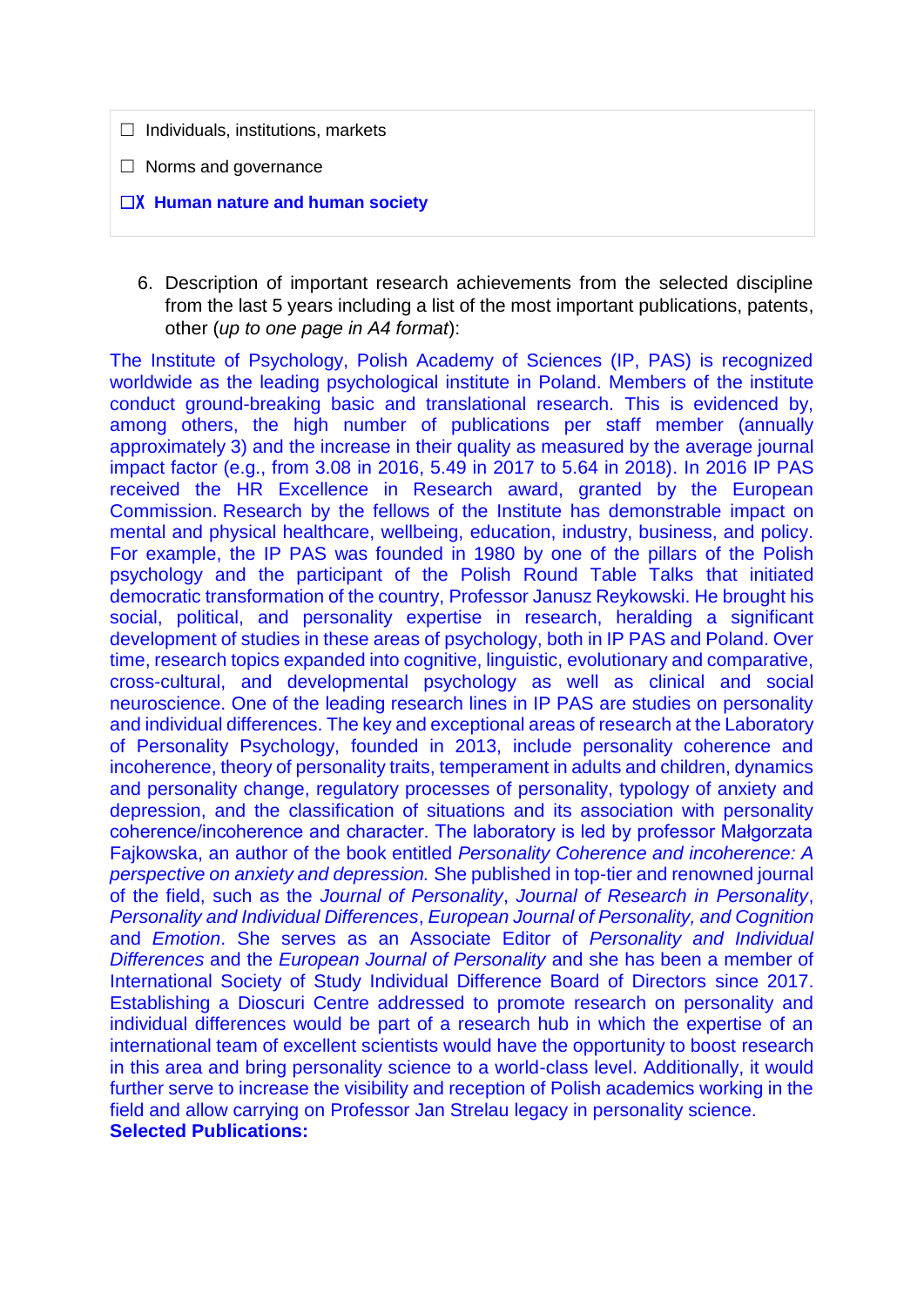☐ Individuals, institutions, markets

☐ Norms and governance

**☐X Human nature and human society**

6. Description of important research achievements from the selected discipline from the last 5 years including a list of the most important publications, patents, other (*up to one page in A4 format*):

The Institute of Psychology, Polish Academy of Sciences (IP, PAS) is recognized worldwide as the leading psychological institute in Poland. Members of the institute conduct ground-breaking basic and translational research. This is evidenced by, among others, the high number of publications per staff member (annually approximately 3) and the increase in their quality as measured by the average journal impact factor (e.g., from 3.08 in 2016, 5.49 in 2017 to 5.64 in 2018). In 2016 IP PAS received the HR Excellence in Research award, granted by the European Commission. Research by the fellows of the Institute has demonstrable impact on mental and physical healthcare, wellbeing, education, industry, business, and policy. For example, the IP PAS was founded in 1980 by one of the pillars of the Polish psychology and the participant of the Polish Round Table Talks that initiated democratic transformation of the country, Professor Janusz Reykowski. He brought his social, political, and personality expertise in research, heralding a significant development of studies in these areas of psychology, both in IP PAS and Poland. Over time, research topics expanded into cognitive, linguistic, evolutionary and comparative, cross-cultural, and developmental psychology as well as clinical and social neuroscience. One of the leading research lines in IP PAS are studies on personality and individual differences. The key and exceptional areas of research at the Laboratory of Personality Psychology, founded in 2013, include personality coherence and incoherence, theory of personality traits, temperament in adults and children, dynamics and personality change, regulatory processes of personality, typology of anxiety and depression, and the classification of situations and its association with personality coherence/incoherence and character. The laboratory is led by professor Małgorzata Fajkowska, an author of the book entitled *Personality Coherence and incoherence: A perspective on anxiety and depression.* She published in top-tier and renowned journal of the field, such as the *Journal of Personality*, *Journal of Research in Personality*, *Personality and Individual Differences*, *European Journal of Personality, and Cognition* and *Emotion*. She serves as an Associate Editor of *Personality and Individual Differences* and the *European Journal of Personality* and she has been a member of International Society of Study Individual Difference Board of Directors since 2017. Establishing a Dioscuri Centre addressed to promote research on personality and individual differences would be part of a research hub in which the expertise of an international team of excellent scientists would have the opportunity to boost research in this area and bring personality science to a world-class level. Additionally, it would further serve to increase the visibility and reception of Polish academics working in the field and allow carrying on Professor Jan Strelau legacy in personality science.

**Selected Publications:**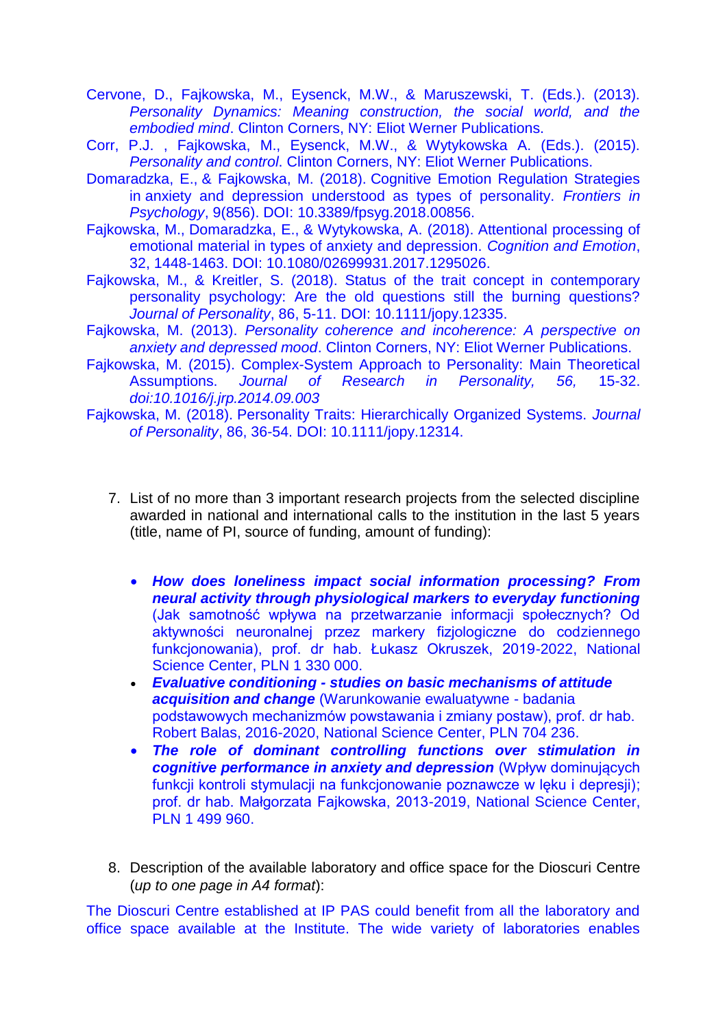Cervone, D., Fajkowska, M., Eysenck, M.W., & Maruszewski, T. (Eds.). (2013). *Personality Dynamics: Meaning construction, the social world, and the embodied mind*. Clinton Corners, NY: Eliot Werner Publications.

Corr, P.J. , Fajkowska, M., Eysenck, M.W., & Wytykowska A. (Eds.). (2015). *Personality and control*. Clinton Corners, NY: Eliot Werner Publications.

Domaradzka, E., & Fajkowska, M. (2018). Cognitive Emotion Regulation Strategies in anxiety and depression understood as types of personality. *Frontiers in Psychology*, 9(856). DOI: 10.3389/fpsyg.2018.00856.

Fajkowska, M., Domaradzka, E., & Wytykowska, A. (2018). Attentional processing of emotional material in types of anxiety and depression. *Cognition and Emotion*, 32, 1448-1463. DOI: 10.1080/02699931.2017.1295026.

Fajkowska, M., & Kreitler, S. (2018). Status of the trait concept in contemporary personality psychology: Are the old questions still the burning questions? *Journal of Personality*, 86, 5-11. DOI: 10.1111/jopy.12335.

Fajkowska, M. (2013). *Personality coherence and incoherence: A perspective on anxiety and depressed mood*. Clinton Corners, NY: Eliot Werner Publications.

Fajkowska, M. (2015). Complex-System Approach to Personality: Main Theoretical Assumptions. *Journal of Research in Personality, 56,* 15-32. *doi:10.1016/j.jrp.2014.09.003*

Fajkowska, M. (2018). Personality Traits: Hierarchically Organized Systems. *Journal of Personality*, 86, 36-54. DOI: 10.1111/jopy.12314.

7. List of no more than 3 important research projects from the selected discipline awarded in national and international calls to the institution in the last 5 years (title, name of PI, source of funding, amount of funding):

- ***How does loneliness impact social information processing? From neural activity through physiological markers to everyday functioning*** (Jak samotność wpływa na przetwarzanie informacji społecznych? Od aktywności neuronalnej przez markery fizjologiczne do codziennego funkcjonowania), prof. dr hab. Łukasz Okruszek, 2019-2022, National Science Center, PLN 1 330 000.
- ***Evaluative conditioning - studies on basic mechanisms of attitude acquisition and change*** (Warunkowanie ewaluatywne - badania podstawowych mechanizmów powstawania i zmiany postaw), prof. dr hab. Robert Balas, 2016-2020, National Science Center, PLN 704 236.
- ***The role of dominant controlling functions over stimulation in cognitive performance in anxiety and depression*** (Wpływ dominujących funkcji kontroli stymulacji na funkcjonowanie poznawcze w lęku i depresji); prof. dr hab. Małgorzata Fajkowska, 2013-2019, National Science Center, PLN 1 499 960.

8. Description of the available laboratory and office space for the Dioscuri Centre (*up to one page in A4 format*):

The Dioscuri Centre established at IP PAS could benefit from all the laboratory and office space available at the Institute. The wide variety of laboratories enables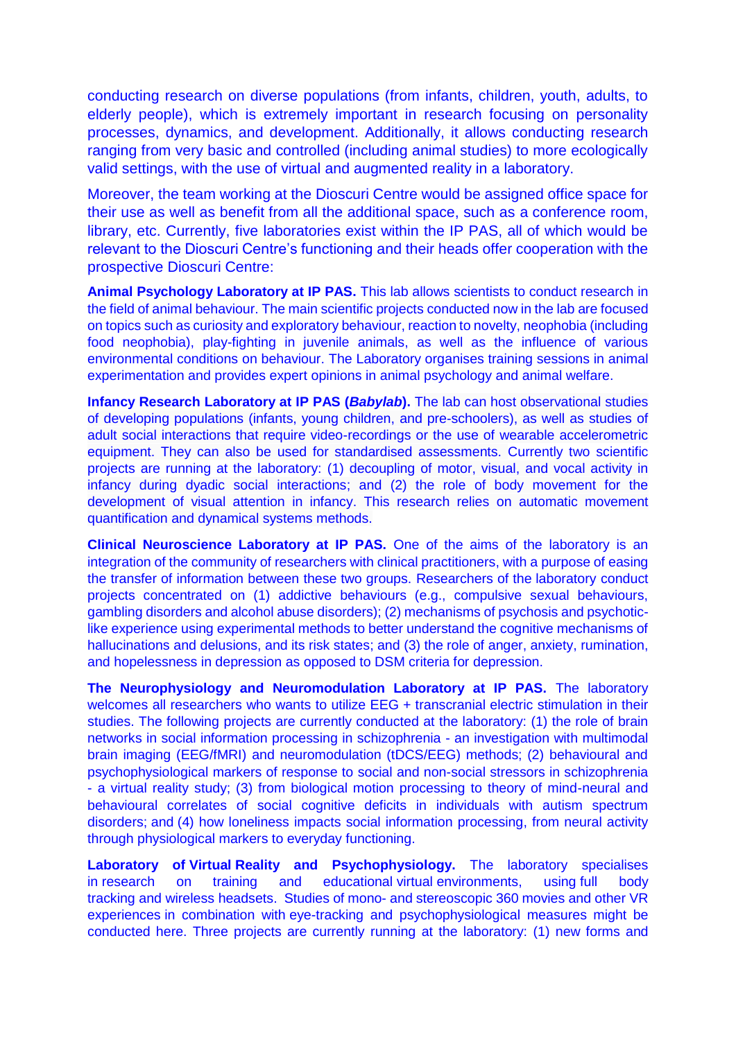conducting research on diverse populations (from infants, children, youth, adults, to elderly people), which is extremely important in research focusing on personality processes, dynamics, and development. Additionally, it allows conducting research ranging from very basic and controlled (including animal studies) to more ecologically valid settings, with the use of virtual and augmented reality in a laboratory.

Moreover, the team working at the Dioscuri Centre would be assigned office space for their use as well as benefit from all the additional space, such as a conference room, library, etc. Currently, five laboratories exist within the IP PAS, all of which would be relevant to the Dioscuri Centre's functioning and their heads offer cooperation with the prospective Dioscuri Centre:

**Animal Psychology Laboratory at IP PAS.** This lab allows scientists to conduct research in the field of animal behaviour. The main scientific projects conducted now in the lab are focused on topics such as curiosity and exploratory behaviour, reaction to novelty, neophobia (including food neophobia), play-fighting in juvenile animals, as well as the influence of various environmental conditions on behaviour. The Laboratory organises training sessions in animal experimentation and provides expert opinions in animal psychology and animal welfare.

**Infancy Research Laboratory at IP PAS (*Babylab*).** The lab can host observational studies of developing populations (infants, young children, and pre-schoolers), as well as studies of adult social interactions that require video-recordings or the use of wearable accelerometric equipment. They can also be used for standardised assessments. Currently two scientific projects are running at the laboratory: (1) decoupling of motor, visual, and vocal activity in infancy during dyadic social interactions; and (2) the role of body movement for the development of visual attention in infancy. This research relies on automatic movement quantification and dynamical systems methods.

**Clinical Neuroscience Laboratory at IP PAS.** One of the aims of the laboratory is an integration of the community of researchers with clinical practitioners, with a purpose of easing the transfer of information between these two groups. Researchers of the laboratory conduct projects concentrated on (1) addictive behaviours (e.g., compulsive sexual behaviours, gambling disorders and alcohol abuse disorders); (2) mechanisms of psychosis and psychotic-like experience using experimental methods to better understand the cognitive mechanisms of hallucinations and delusions, and its risk states; and (3) the role of anger, anxiety, rumination, and hopelessness in depression as opposed to DSM criteria for depression.

**The Neurophysiology and Neuromodulation Laboratory at IP PAS.** The laboratory welcomes all researchers who wants to utilize EEG + transcranial electric stimulation in their studies. The following projects are currently conducted at the laboratory: (1) the role of brain networks in social information processing in schizophrenia - an investigation with multimodal brain imaging (EEG/fMRI) and neuromodulation (tDCS/EEG) methods; (2) behavioural and psychophysiological markers of response to social and non-social stressors in schizophrenia - a virtual reality study; (3) from biological motion processing to theory of mind-neural and behavioural correlates of social cognitive deficits in individuals with autism spectrum disorders; and (4) how loneliness impacts social information processing, from neural activity through physiological markers to everyday functioning.

**Laboratory of Virtual Reality and Psychophysiology.** The laboratory specialises in research on training and educational virtual environments, using full body tracking and wireless headsets. Studies of mono- and stereoscopic 360 movies and other VR experiences in combination with eye-tracking and psychophysiological measures might be conducted here. Three projects are currently running at the laboratory: (1) new forms and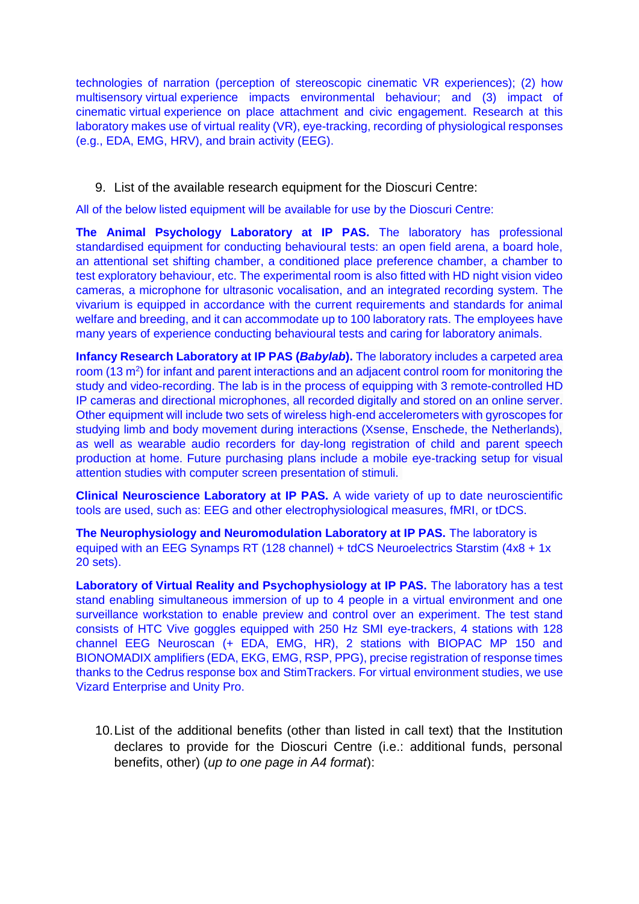technologies of narration (perception of stereoscopic cinematic VR experiences); (2) how multisensory virtual experience impacts environmental behaviour; and (3) impact of cinematic virtual experience on place attachment and civic engagement. Research at this laboratory makes use of virtual reality (VR), eye-tracking, recording of physiological responses (e.g., EDA, EMG, HRV), and brain activity (EEG).

9. List of the available research equipment for the Dioscuri Centre:

All of the below listed equipment will be available for use by the Dioscuri Centre:

**The Animal Psychology Laboratory at IP PAS.** The laboratory has professional standardised equipment for conducting behavioural tests: an open field arena, a board hole, an attentional set shifting chamber, a conditioned place preference chamber, a chamber to test exploratory behaviour, etc. The experimental room is also fitted with HD night vision video cameras, a microphone for ultrasonic vocalisation, and an integrated recording system. The vivarium is equipped in accordance with the current requirements and standards for animal welfare and breeding, and it can accommodate up to 100 laboratory rats. The employees have many years of experience conducting behavioural tests and caring for laboratory animals.

**Infancy Research Laboratory at IP PAS (*Babylab*).** The laboratory includes a carpeted area room (13 m$^2$) for infant and parent interactions and an adjacent control room for monitoring the study and video-recording. The lab is in the process of equipping with 3 remote-controlled HD IP cameras and directional microphones, all recorded digitally and stored on an online server. Other equipment will include two sets of wireless high-end accelerometers with gyroscopes for studying limb and body movement during interactions (Xsense, Enschede, the Netherlands), as well as wearable audio recorders for day-long registration of child and parent speech production at home. Future purchasing plans include a mobile eye-tracking setup for visual attention studies with computer screen presentation of stimuli.

**Clinical Neuroscience Laboratory at IP PAS.** A wide variety of up to date neuroscientific tools are used, such as: EEG and other electrophysiological measures, fMRI, or tDCS.

**The Neurophysiology and Neuromodulation Laboratory at IP PAS.** The laboratory is equiped with an EEG Synamps RT (128 channel) + tdCS Neuroelectrics Starstim (4x8 + 1x 20 sets).

**Laboratory of Virtual Reality and Psychophysiology at IP PAS.** The laboratory has a test stand enabling simultaneous immersion of up to 4 people in a virtual environment and one surveillance workstation to enable preview and control over an experiment. The test stand consists of HTC Vive goggles equipped with 250 Hz SMI eye-trackers, 4 stations with 128 channel EEG Neuroscan (+ EDA, EMG, HR), 2 stations with BIOPAC MP 150 and BIONOMADIX amplifiers (EDA, EKG, EMG, RSP, PPG), precise registration of response times thanks to the Cedrus response box and StimTrackers. For virtual environment studies, we use Vizard Enterprise and Unity Pro.

10. List of the additional benefits (other than listed in call text) that the Institution declares to provide for the Dioscuri Centre (i.e.: additional funds, personal benefits, other) (*up to one page in A4 format*):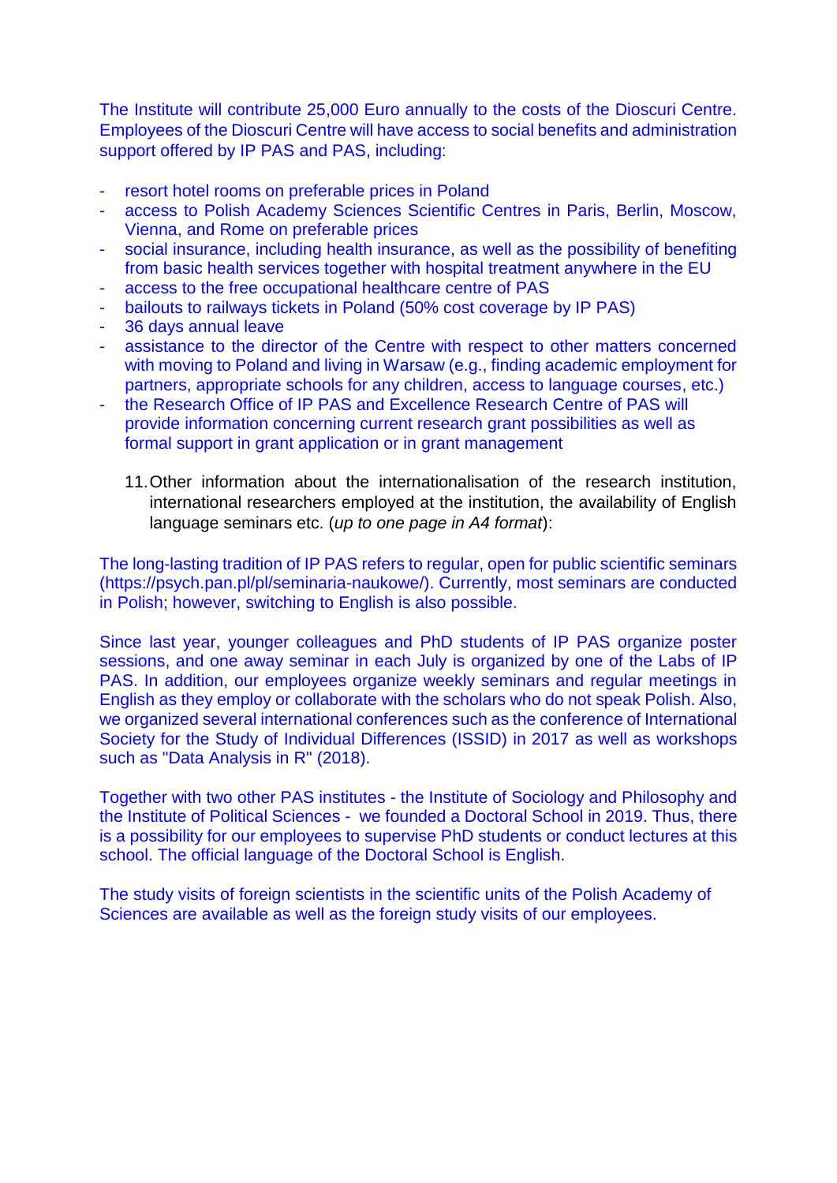The Institute will contribute 25,000 Euro annually to the costs of the Dioscuri Centre. Employees of the Dioscuri Centre will have access to social benefits and administration support offered by IP PAS and PAS, including:

- resort hotel rooms on preferable prices in Poland
- access to Polish Academy Sciences Scientific Centres in Paris, Berlin, Moscow, Vienna, and Rome on preferable prices
- social insurance, including health insurance, as well as the possibility of benefiting from basic health services together with hospital treatment anywhere in the EU
- access to the free occupational healthcare centre of PAS
- bailouts to railways tickets in Poland (50% cost coverage by IP PAS)
- 36 days annual leave
- assistance to the director of the Centre with respect to other matters concerned with moving to Poland and living in Warsaw (e.g., finding academic employment for partners, appropriate schools for any children, access to language courses, etc.)
- the Research Office of IP PAS and Excellence Research Centre of PAS will provide information concerning current research grant possibilities as well as formal support in grant application or in grant management

11. Other information about the internationalisation of the research institution, international researchers employed at the institution, the availability of English language seminars etc. (*up to one page in A4 format*):

The long-lasting tradition of IP PAS refers to regular, open for public scientific seminars (https://psych.pan.pl/pl/seminaria-naukowe/). Currently, most seminars are conducted in Polish; however, switching to English is also possible.

Since last year, younger colleagues and PhD students of IP PAS organize poster sessions, and one away seminar in each July is organized by one of the Labs of IP PAS. In addition, our employees organize weekly seminars and regular meetings in English as they employ or collaborate with the scholars who do not speak Polish. Also, we organized several international conferences such as the conference of International Society for the Study of Individual Differences (ISSID) in 2017 as well as workshops such as "Data Analysis in R" (2018).

Together with two other PAS institutes - the Institute of Sociology and Philosophy and the Institute of Political Sciences - we founded a Doctoral School in 2019. Thus, there is a possibility for our employees to supervise PhD students or conduct lectures at this school. The official language of the Doctoral School is English.

The study visits of foreign scientists in the scientific units of the Polish Academy of Sciences are available as well as the foreign study visits of our employees.